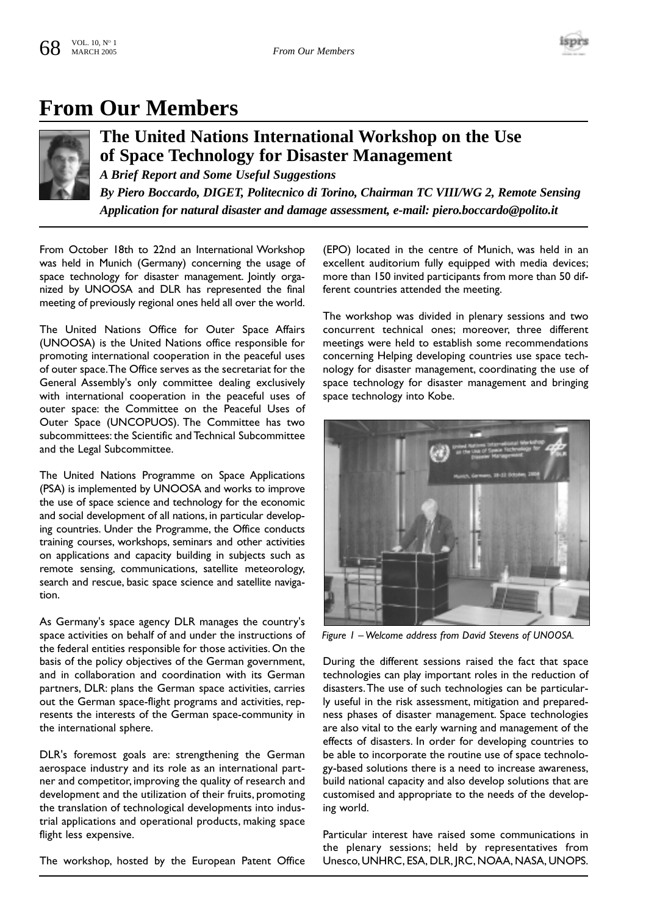# From Our Members

## The United Nations International Workshop on the Use of Space Technology for Disaster Management

***A Brief Report and Some Useful Suggestions***

***By Piero Boccardo, DIGET, Politecnico di Torino, Chairman TC VIII/WG 2, Remote Sensing Application for natural disaster and damage assessment, e-mail: piero.boccardo@polito.it***

From October 18th to 22nd an International Workshop was held in Munich (Germany) concerning the usage of space technology for disaster management. Jointly organized by UNOOSA and DLR has represented the final meeting of previously regional ones held all over the world.

The United Nations Office for Outer Space Affairs (UNOOSA) is the United Nations office responsible for promoting international cooperation in the peaceful uses of outer space. The Office serves as the secretariat for the General Assembly's only committee dealing exclusively with international cooperation in the peaceful uses of outer space: the Committee on the Peaceful Uses of Outer Space (UNCOPUOS). The Committee has two subcommittees: the Scientific and Technical Subcommittee and the Legal Subcommittee.

The United Nations Programme on Space Applications (PSA) is implemented by UNOOSA and works to improve the use of space science and technology for the economic and social development of all nations, in particular developing countries. Under the Programme, the Office conducts training courses, workshops, seminars and other activities on applications and capacity building in subjects such as remote sensing, communications, satellite meteorology, search and rescue, basic space science and satellite navigation.

As Germany's space agency DLR manages the country's space activities on behalf of and under the instructions of the federal entities responsible for those activities. On the basis of the policy objectives of the German government, and in collaboration and coordination with its German partners, DLR: plans the German space activities, carries out the German space-flight programs and activities, represents the interests of the German space-community in the international sphere.

DLR's foremost goals are: strengthening the German aerospace industry and its role as an international partner and competitor, improving the quality of research and development and the utilization of their fruits, promoting the translation of technological developments into industrial applications and operational products, making space flight less expensive.

The workshop, hosted by the European Patent Office (EPO) located in the centre of Munich, was held in an excellent auditorium fully equipped with media devices; more than 150 invited participants from more than 50 different countries attended the meeting.

The workshop was divided in plenary sessions and two concurrent technical ones; moreover, three different meetings were held to establish some recommendations concerning Helping developing countries use space technology for disaster management, coordinating the use of space technology for disaster management and bringing space technology into Kobe.

*Figure 1 – Welcome address from David Stevens of UNOOSA.*

During the different sessions raised the fact that space technologies can play important roles in the reduction of disasters. The use of such technologies can be particularly useful in the risk assessment, mitigation and preparedness phases of disaster management. Space technologies are also vital to the early warning and management of the effects of disasters. In order for developing countries to be able to incorporate the routine use of space technology-based solutions there is a need to increase awareness, build national capacity and also develop solutions that are customised and appropriate to the needs of the developing world.

Particular interest have raised some communications in the plenary sessions; held by representatives from Unesco, UNHRC, ESA, DLR, JRC, NOAA, NASA, UNOPS.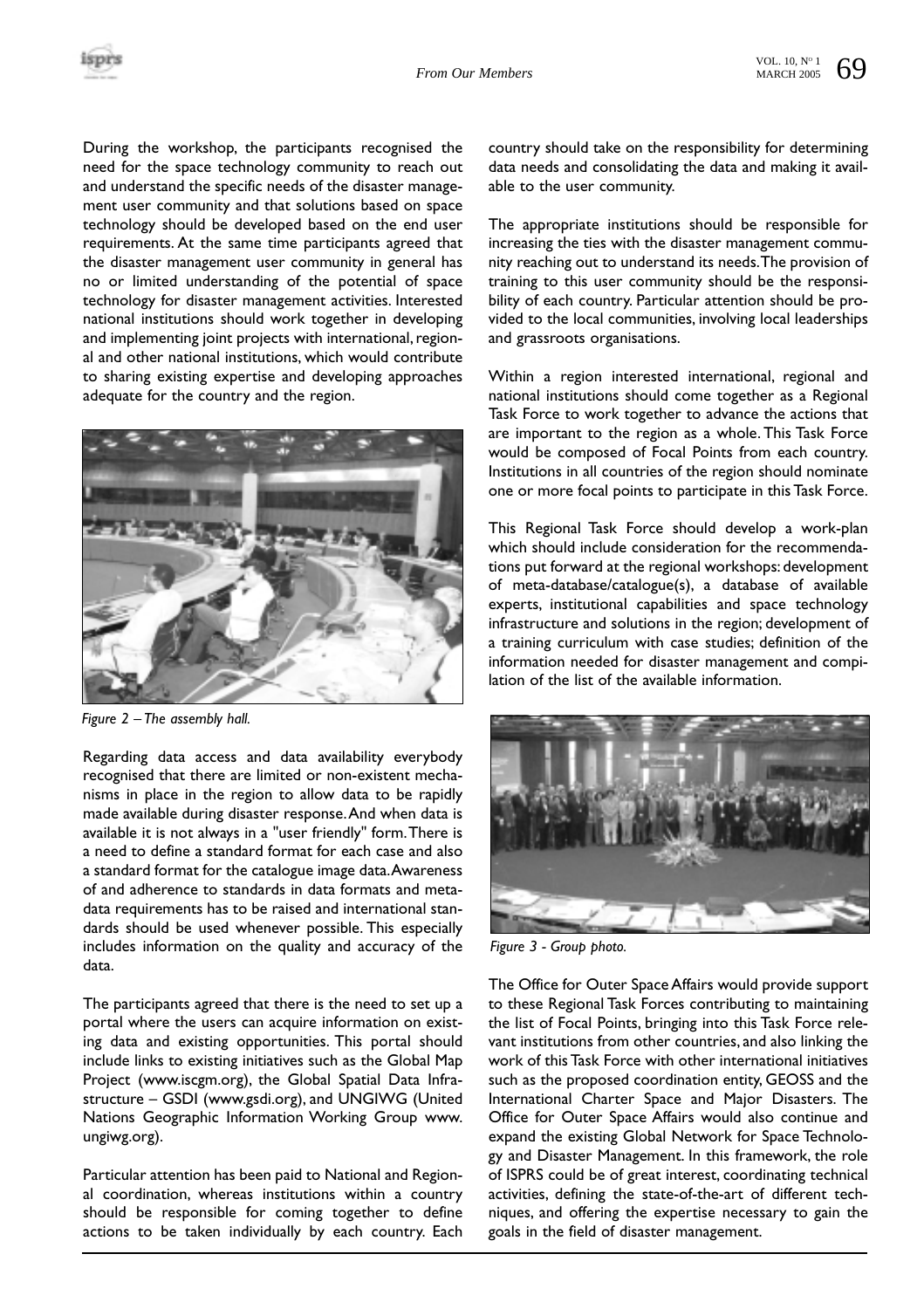During the workshop, the participants recognised the need for the space technology community to reach out and understand the specific needs of the disaster management user community and that solutions based on space technology should be developed based on the end user requirements. At the same time participants agreed that the disaster management user community in general has no or limited understanding of the potential of space technology for disaster management activities. Interested national institutions should work together in developing and implementing joint projects with international, regional and other national institutions, which would contribute to sharing existing expertise and developing approaches adequate for the country and the region.

*Figure 2 – The assembly hall.*

Regarding data access and data availability everybody recognised that there are limited or non-existent mechanisms in place in the region to allow data to be rapidly made available during disaster response. And when data is available it is not always in a "user friendly" form. There is a need to define a standard format for each case and also a standard format for the catalogue image data. Awareness of and adherence to standards in data formats and metadata requirements has to be raised and international standards should be used whenever possible. This especially includes information on the quality and accuracy of the data.

The participants agreed that there is the need to set up a portal where the users can acquire information on existing data and existing opportunities. This portal should include links to existing initiatives such as the Global Map Project (www.iscgm.org), the Global Spatial Data Infrastructure – GSDI (www.gsdi.org), and UNGIWG (United Nations Geographic Information Working Group www.ungiwg.org).

Particular attention has been paid to National and Regional coordination, whereas institutions within a country should be responsible for coming together to define actions to be taken individually by each country. Each country should take on the responsibility for determining data needs and consolidating the data and making it available to the user community.

The appropriate institutions should be responsible for increasing the ties with the disaster management community reaching out to understand its needs. The provision of training to this user community should be the responsibility of each country. Particular attention should be provided to the local communities, involving local leaderships and grassroots organisations.

Within a region interested international, regional and national institutions should come together as a Regional Task Force to work together to advance the actions that are important to the region as a whole. This Task Force would be composed of Focal Points from each country. Institutions in all countries of the region should nominate one or more focal points to participate in this Task Force.

This Regional Task Force should develop a work-plan which should include consideration for the recommendations put forward at the regional workshops: development of meta-database/catalogue(s), a database of available experts, institutional capabilities and space technology infrastructure and solutions in the region; development of a training curriculum with case studies; definition of the information needed for disaster management and compilation of the list of the available information.

*Figure 3 - Group photo.*

The Office for Outer Space Affairs would provide support to these Regional Task Forces contributing to maintaining the list of Focal Points, bringing into this Task Force relevant institutions from other countries, and also linking the work of this Task Force with other international initiatives such as the proposed coordination entity, GEOSS and the International Charter Space and Major Disasters. The Office for Outer Space Affairs would also continue and expand the existing Global Network for Space Technology and Disaster Management. In this framework, the role of ISPRS could be of great interest, coordinating technical activities, defining the state-of-the-art of different techniques, and offering the expertise necessary to gain the goals in the field of disaster management.